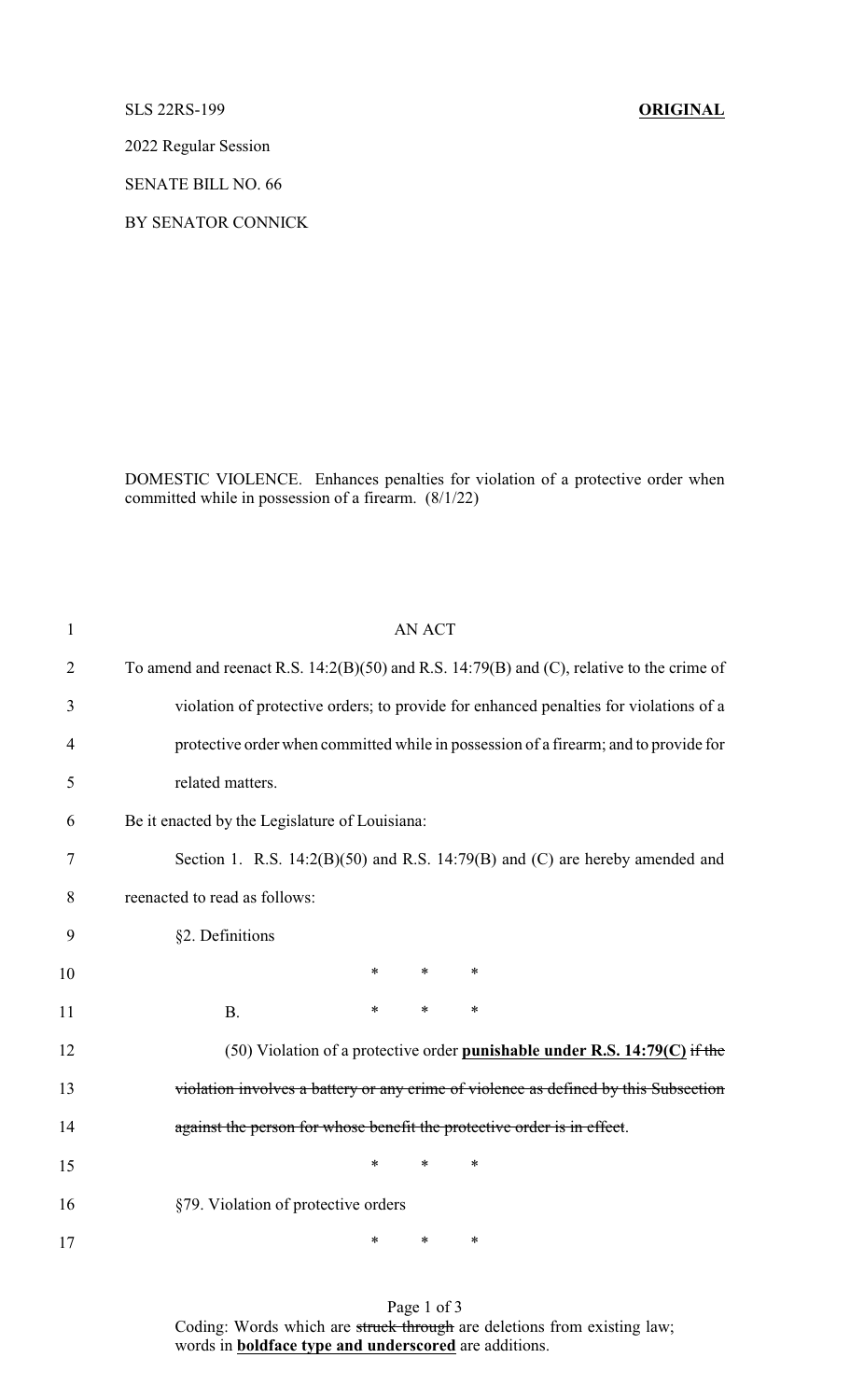SLS 22RS-199 **ORIGINAL**

2022 Regular Session

SENATE BILL NO. 66

BY SENATOR CONNICK

DOMESTIC VIOLENCE. Enhances penalties for violation of a protective order when committed while in possession of a firearm. (8/1/22)

1 AN ACT

2 To amend and reenact R.S. 14:2(B)(50) and R.S. 14:79(B) and (C), relative to the crime of

3 violation of protective orders; to provide for enhanced penalties for violations of a

4 protective order when committed while in possession of a firearm; and to provide for

5 related matters.

6 Be it enacted by the Legislature of Louisiana:

7 Section 1. R.S. 14:2(B)(50) and R.S. 14:79(B) and (C) are hereby amended and

8 reenacted to read as follows:

9 §2. Definitions

10 * * *

11 B. * * *

12 (50) Violation of a protective order **<u>punishable under R.S. 14:79(C)</u>** ~~if the~~

13 ~~violation involves a battery or any crime of violence as defined by this Subsection~~

14 ~~against the person for whose benefit the protective order is in effect~~.

15 * * *

16 §79. Violation of protective orders

17 * * *

Coding: Words which are ~~struck through~~ are deletions from existing law; words in **<u>boldface type and underscored</u>** are additions.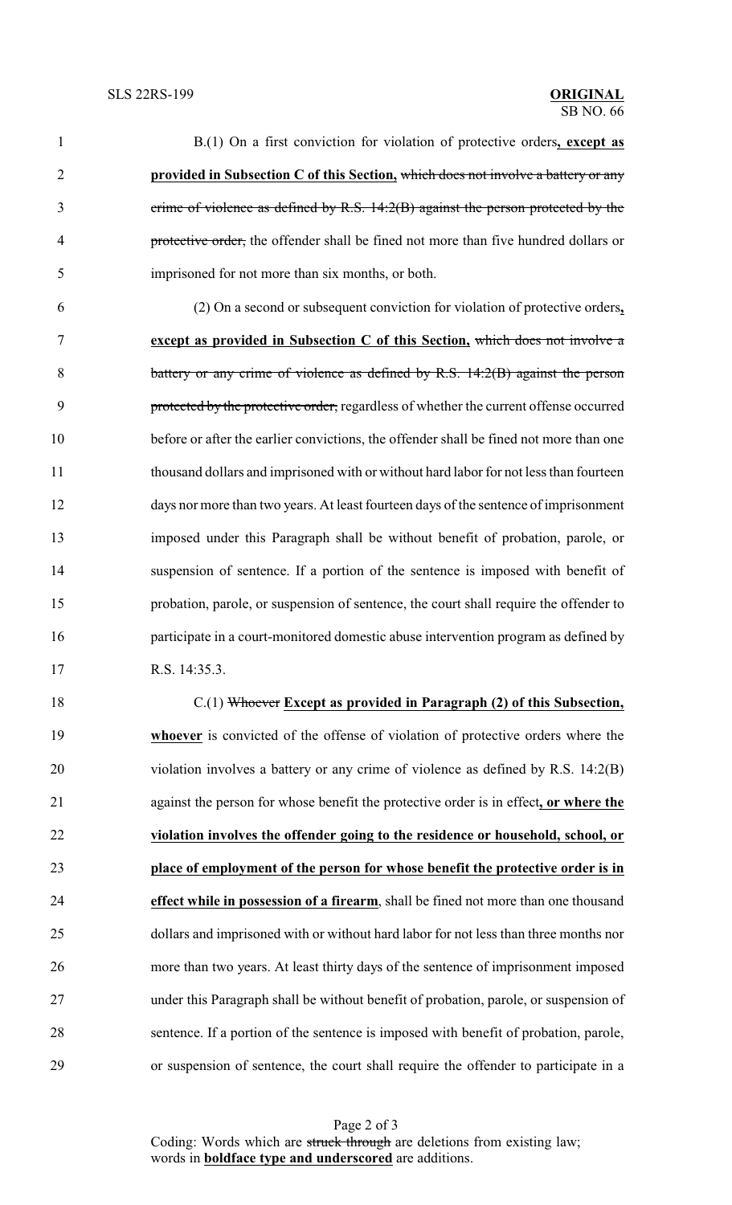B.(1) On a first conviction for violation of protective orders**, except as provided in Subsection C of this Section,** ~~which does not involve a battery or any crime of violence as defined by R.S. 14:2(B) against the person protected by the protective order,~~ the offender shall be fined not more than five hundred dollars or imprisoned for not more than six months, or both.

(2) On a second or subsequent conviction for violation of protective orders**, except as provided in Subsection C of this Section,** ~~which does not involve a battery or any crime of violence as defined by R.S. 14:2(B) against the person protected by the protective order,~~ regardless of whether the current offense occurred before or after the earlier convictions, the offender shall be fined not more than one thousand dollars and imprisoned with or without hard labor for not less than fourteen days nor more than two years. At least fourteen days of the sentence of imprisonment imposed under this Paragraph shall be without benefit of probation, parole, or suspension of sentence. If a portion of the sentence is imposed with benefit of probation, parole, or suspension of sentence, the court shall require the offender to participate in a court-monitored domestic abuse intervention program as defined by R.S. 14:35.3.

C.(1) ~~Whoever~~ **Except as provided in Paragraph (2) of this Subsection, whoever** is convicted of the offense of violation of protective orders where the violation involves a battery or any crime of violence as defined by R.S. 14:2(B) against the person for whose benefit the protective order is in effect**, or where the violation involves the offender going to the residence or household, school, or place of employment of the person for whose benefit the protective order is in effect while in possession of a firearm**, shall be fined not more than one thousand dollars and imprisoned with or without hard labor for not less than three months nor more than two years. At least thirty days of the sentence of imprisonment imposed under this Paragraph shall be without benefit of probation, parole, or suspension of sentence. If a portion of the sentence is imposed with benefit of probation, parole, or suspension of sentence, the court shall require the offender to participate in a

Coding: Words which are ~~struck through~~ are deletions from existing law; words in **boldface type and underscored** are additions.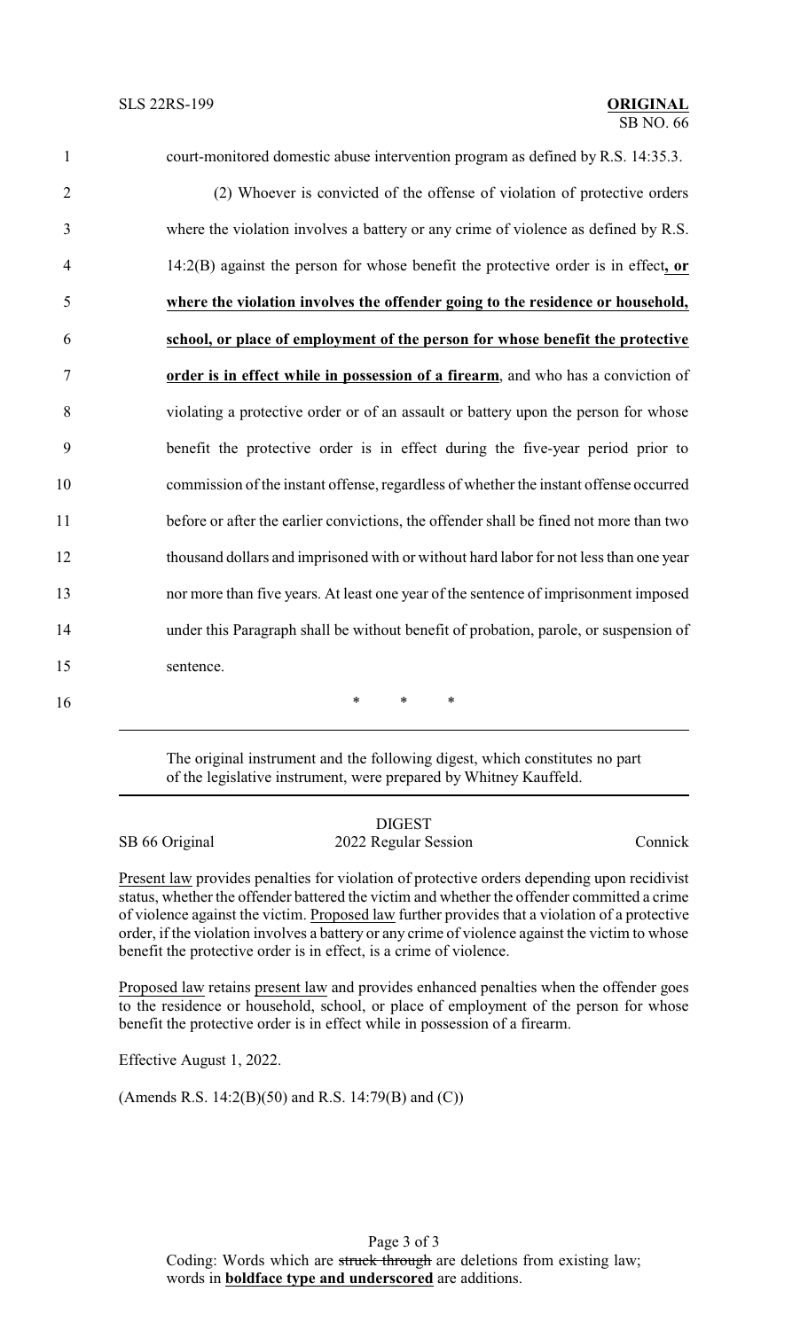court-monitored domestic abuse intervention program as defined by R.S. 14:35.3.

(2) Whoever is convicted of the offense of violation of protective orders where the violation involves a battery or any crime of violence as defined by R.S. 14:2(B) against the person for whose benefit the protective order is in effect**, or where the violation involves the offender going to the residence or household, school, or place of employment of the person for whose benefit the protective order is in effect while in possession of a firearm**, and who has a conviction of violating a protective order or of an assault or battery upon the person for whose benefit the protective order is in effect during the five-year period prior to commission of the instant offense, regardless of whether the instant offense occurred before or after the earlier convictions, the offender shall be fined not more than two thousand dollars and imprisoned with or without hard labor for not less than one year nor more than five years. At least one year of the sentence of imprisonment imposed under this Paragraph shall be without benefit of probation, parole, or suspension of sentence.

\* \* \*

The original instrument and the following digest, which constitutes no part of the legislative instrument, were prepared by Whitney Kauffeld.

DIGEST

SB 66 Original — 2022 Regular Session — Connick

Present law provides penalties for violation of protective orders depending upon recidivist status, whether the offender battered the victim and whether the offender committed a crime of violence against the victim. Proposed law further provides that a violation of a protective order, if the violation involves a battery or any crime of violence against the victim to whose benefit the protective order is in effect, is a crime of violence.

Proposed law retains present law and provides enhanced penalties when the offender goes to the residence or household, school, or place of employment of the person for whose benefit the protective order is in effect while in possession of a firearm.

Effective August 1, 2022.

(Amends R.S. 14:2(B)(50) and R.S. 14:79(B) and (C))

Coding: Words which are ~~struck through~~ are deletions from existing law; words in **boldface type and underscored** are additions.